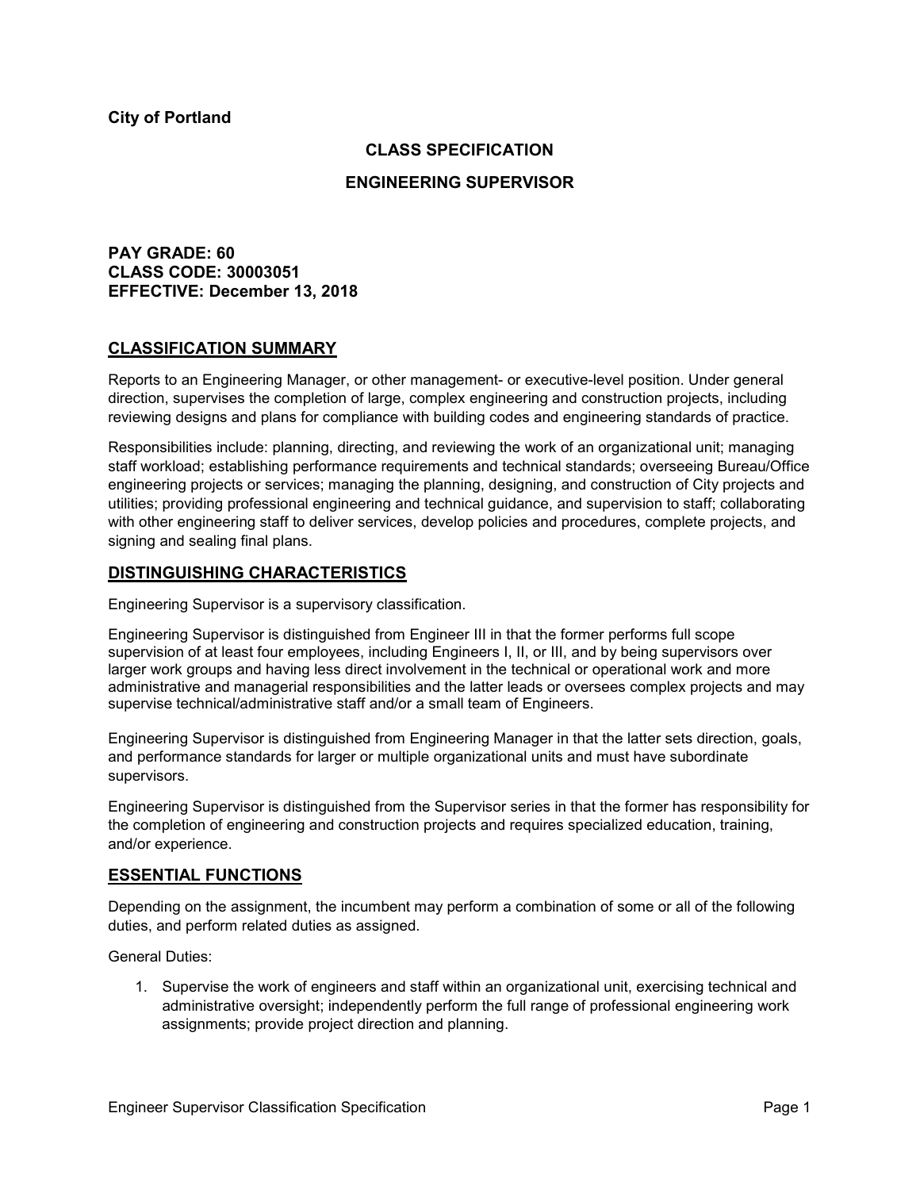**City of Portland**

# CLASS SPECIFICATION

# ENGINEERING SUPERVISOR

**PAY GRADE: 60**
**CLASS CODE: 30003051**
**EFFECTIVE: December 13, 2018**

## CLASSIFICATION SUMMARY

Reports to an Engineering Manager, or other management- or executive-level position. Under general direction, supervises the completion of large, complex engineering and construction projects, including reviewing designs and plans for compliance with building codes and engineering standards of practice.

Responsibilities include: planning, directing, and reviewing the work of an organizational unit; managing staff workload; establishing performance requirements and technical standards; overseeing Bureau/Office engineering projects or services; managing the planning, designing, and construction of City projects and utilities; providing professional engineering and technical guidance, and supervision to staff; collaborating with other engineering staff to deliver services, develop policies and procedures, complete projects, and signing and sealing final plans.

## DISTINGUISHING CHARACTERISTICS

Engineering Supervisor is a supervisory classification.

Engineering Supervisor is distinguished from Engineer III in that the former performs full scope supervision of at least four employees, including Engineers I, II, or III, and by being supervisors over larger work groups and having less direct involvement in the technical or operational work and more administrative and managerial responsibilities and the latter leads or oversees complex projects and may supervise technical/administrative staff and/or a small team of Engineers.

Engineering Supervisor is distinguished from Engineering Manager in that the latter sets direction, goals, and performance standards for larger or multiple organizational units and must have subordinate supervisors.

Engineering Supervisor is distinguished from the Supervisor series in that the former has responsibility for the completion of engineering and construction projects and requires specialized education, training, and/or experience.

## ESSENTIAL FUNCTIONS

Depending on the assignment, the incumbent may perform a combination of some or all of the following duties, and perform related duties as assigned.

General Duties:

1. Supervise the work of engineers and staff within an organizational unit, exercising technical and administrative oversight; independently perform the full range of professional engineering work assignments; provide project direction and planning.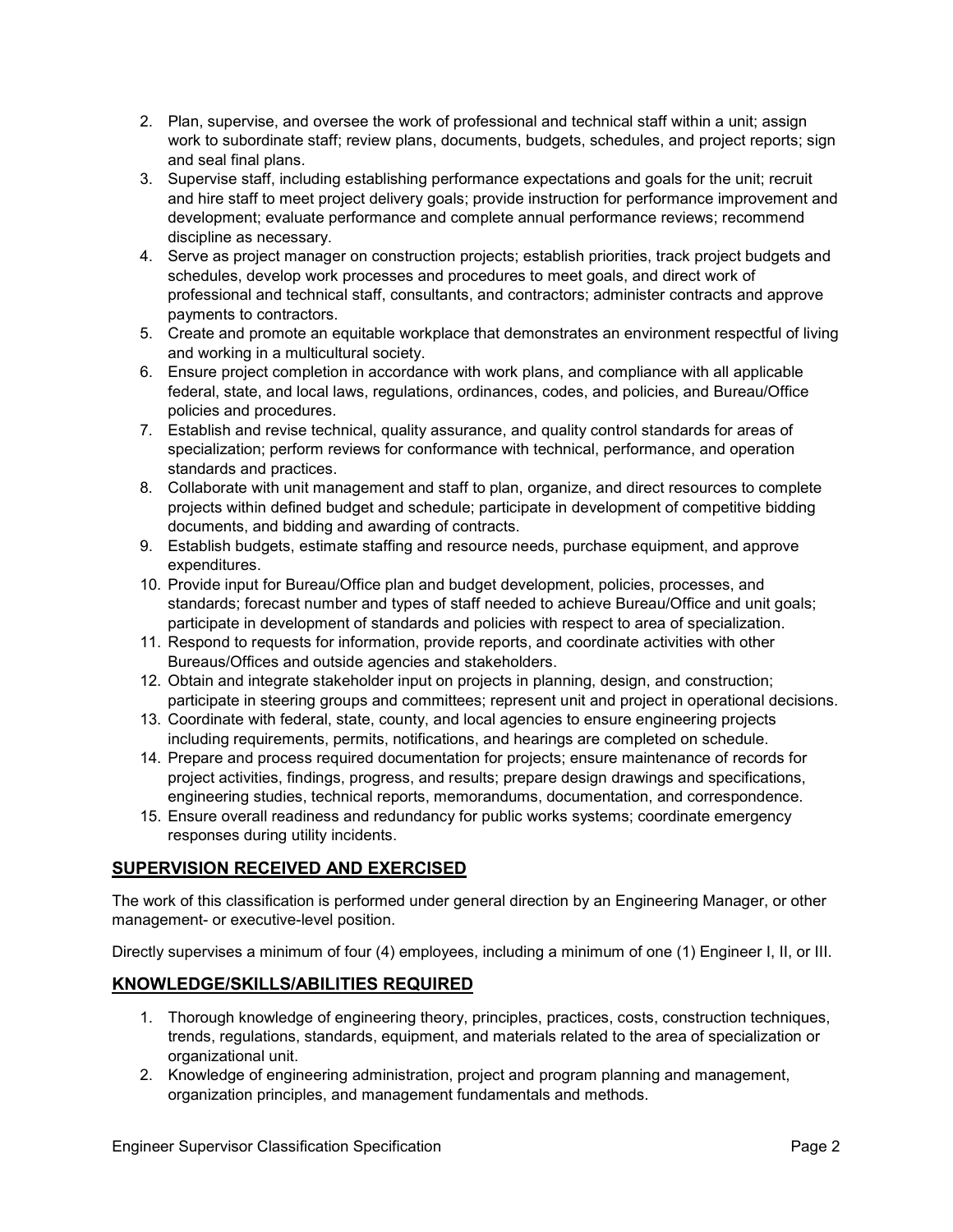2. Plan, supervise, and oversee the work of professional and technical staff within a unit; assign work to subordinate staff; review plans, documents, budgets, schedules, and project reports; sign and seal final plans.
3. Supervise staff, including establishing performance expectations and goals for the unit; recruit and hire staff to meet project delivery goals; provide instruction for performance improvement and development; evaluate performance and complete annual performance reviews; recommend discipline as necessary.
4. Serve as project manager on construction projects; establish priorities, track project budgets and schedules, develop work processes and procedures to meet goals, and direct work of professional and technical staff, consultants, and contractors; administer contracts and approve payments to contractors.
5. Create and promote an equitable workplace that demonstrates an environment respectful of living and working in a multicultural society.
6. Ensure project completion in accordance with work plans, and compliance with all applicable federal, state, and local laws, regulations, ordinances, codes, and policies, and Bureau/Office policies and procedures.
7. Establish and revise technical, quality assurance, and quality control standards for areas of specialization; perform reviews for conformance with technical, performance, and operation standards and practices.
8. Collaborate with unit management and staff to plan, organize, and direct resources to complete projects within defined budget and schedule; participate in development of competitive bidding documents, and bidding and awarding of contracts.
9. Establish budgets, estimate staffing and resource needs, purchase equipment, and approve expenditures.
10. Provide input for Bureau/Office plan and budget development, policies, processes, and standards; forecast number and types of staff needed to achieve Bureau/Office and unit goals; participate in development of standards and policies with respect to area of specialization.
11. Respond to requests for information, provide reports, and coordinate activities with other Bureaus/Offices and outside agencies and stakeholders.
12. Obtain and integrate stakeholder input on projects in planning, design, and construction; participate in steering groups and committees; represent unit and project in operational decisions.
13. Coordinate with federal, state, county, and local agencies to ensure engineering projects including requirements, permits, notifications, and hearings are completed on schedule.
14. Prepare and process required documentation for projects; ensure maintenance of records for project activities, findings, progress, and results; prepare design drawings and specifications, engineering studies, technical reports, memorandums, documentation, and correspondence.
15. Ensure overall readiness and redundancy for public works systems; coordinate emergency responses during utility incidents.

## SUPERVISION RECEIVED AND EXERCISED

The work of this classification is performed under general direction by an Engineering Manager, or other management- or executive-level position.

Directly supervises a minimum of four (4) employees, including a minimum of one (1) Engineer I, II, or III.

## KNOWLEDGE/SKILLS/ABILITIES REQUIRED

1. Thorough knowledge of engineering theory, principles, practices, costs, construction techniques, trends, regulations, standards, equipment, and materials related to the area of specialization or organizational unit.
2. Knowledge of engineering administration, project and program planning and management, organization principles, and management fundamentals and methods.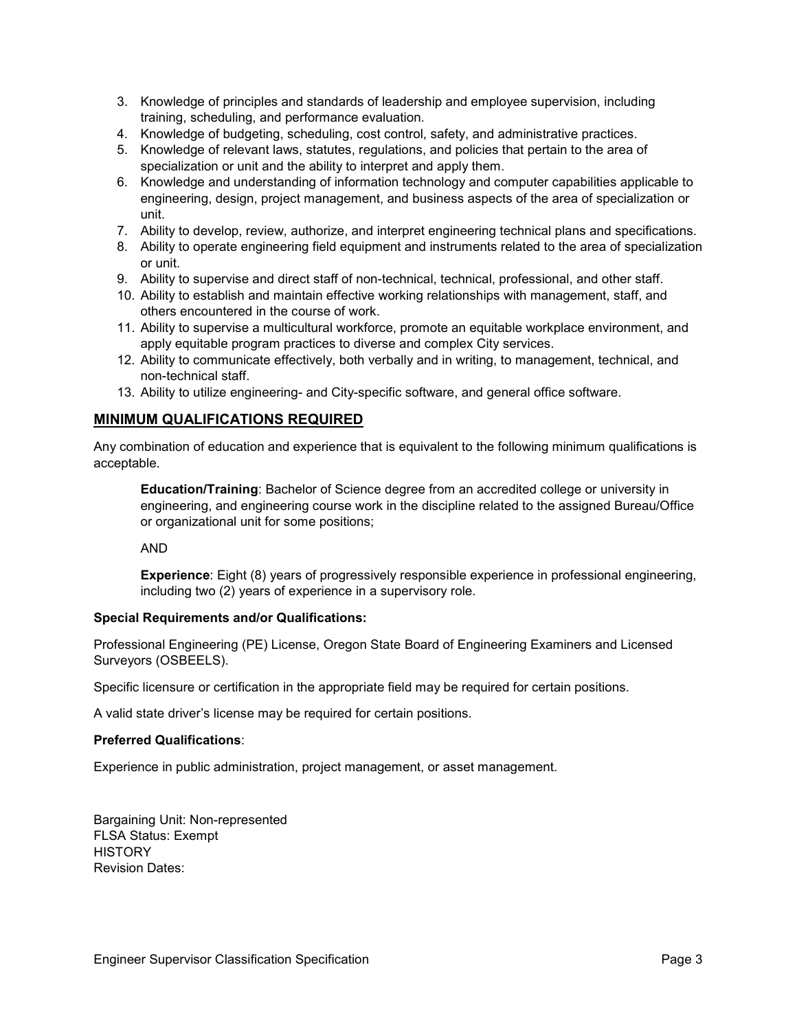3. Knowledge of principles and standards of leadership and employee supervision, including training, scheduling, and performance evaluation.
4. Knowledge of budgeting, scheduling, cost control, safety, and administrative practices.
5. Knowledge of relevant laws, statutes, regulations, and policies that pertain to the area of specialization or unit and the ability to interpret and apply them.
6. Knowledge and understanding of information technology and computer capabilities applicable to engineering, design, project management, and business aspects of the area of specialization or unit.
7. Ability to develop, review, authorize, and interpret engineering technical plans and specifications.
8. Ability to operate engineering field equipment and instruments related to the area of specialization or unit.
9. Ability to supervise and direct staff of non-technical, technical, professional, and other staff.
10. Ability to establish and maintain effective working relationships with management, staff, and others encountered in the course of work.
11. Ability to supervise a multicultural workforce, promote an equitable workplace environment, and apply equitable program practices to diverse and complex City services.
12. Ability to communicate effectively, both verbally and in writing, to management, technical, and non-technical staff.
13. Ability to utilize engineering- and City-specific software, and general office software.

## MINIMUM QUALIFICATIONS REQUIRED

Any combination of education and experience that is equivalent to the following minimum qualifications is acceptable.

**Education/Training**: Bachelor of Science degree from an accredited college or university in engineering, and engineering course work in the discipline related to the assigned Bureau/Office or organizational unit for some positions;

AND

**Experience**: Eight (8) years of progressively responsible experience in professional engineering, including two (2) years of experience in a supervisory role.

**Special Requirements and/or Qualifications:**

Professional Engineering (PE) License, Oregon State Board of Engineering Examiners and Licensed Surveyors (OSBEELS).

Specific licensure or certification in the appropriate field may be required for certain positions.

A valid state driver's license may be required for certain positions.

**Preferred Qualifications**:

Experience in public administration, project management, or asset management.

Bargaining Unit: Non-represented
FLSA Status: Exempt
HISTORY
Revision Dates: